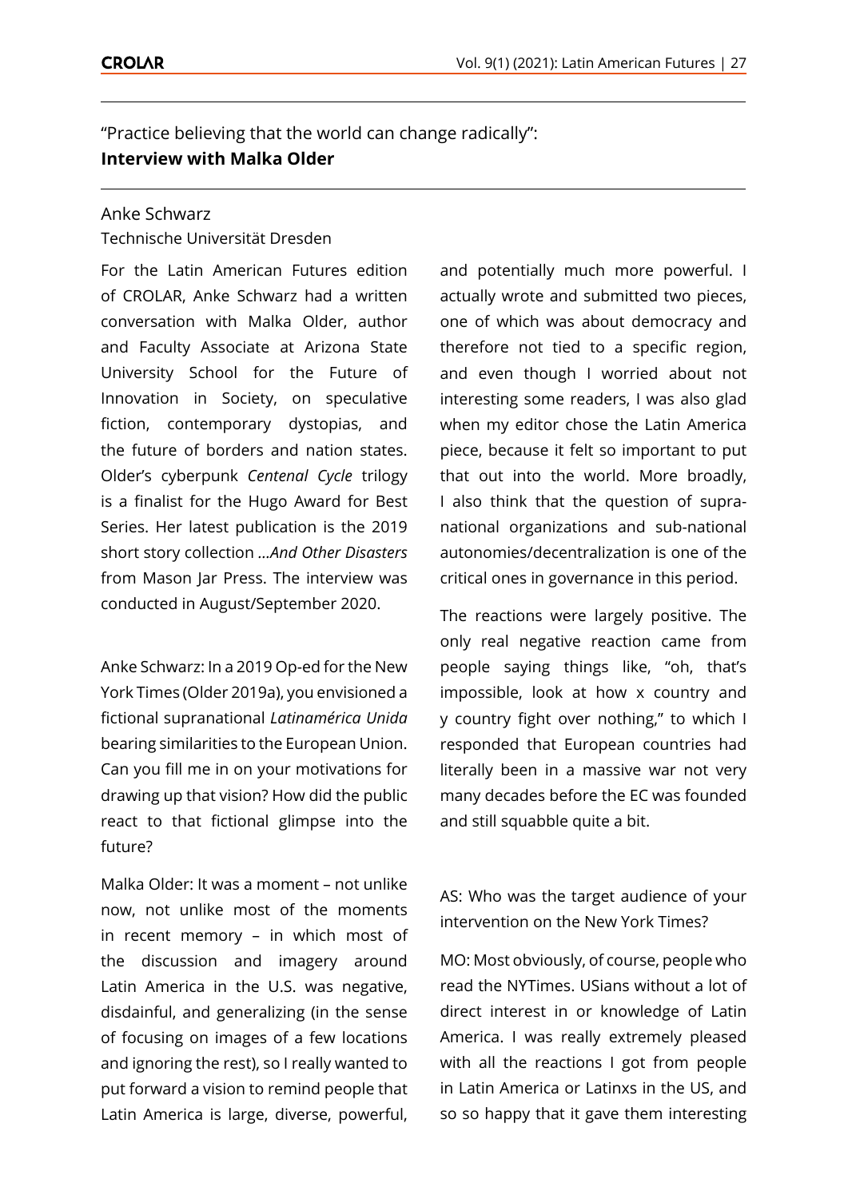# "Practice believing that the world can change radically": **Interview with Malka Older**

Anke Schwarz
Technische Universität Dresden

For the Latin American Futures edition of CROLAR, Anke Schwarz had a written conversation with Malka Older, author and Faculty Associate at Arizona State University School for the Future of Innovation in Society, on speculative fiction, contemporary dystopias, and the future of borders and nation states. Older's cyberpunk *Centenal Cycle* trilogy is a finalist for the Hugo Award for Best Series. Her latest publication is the 2019 short story collection *...And Other Disasters* from Mason Jar Press. The interview was conducted in August/September 2020.

Anke Schwarz: In a 2019 Op-ed for the New York Times (Older 2019a), you envisioned a fictional supranational *Latinamérica Unida* bearing similarities to the European Union. Can you fill me in on your motivations for drawing up that vision? How did the public react to that fictional glimpse into the future?

Malka Older: It was a moment – not unlike now, not unlike most of the moments in recent memory – in which most of the discussion and imagery around Latin America in the U.S. was negative, disdainful, and generalizing (in the sense of focusing on images of a few locations and ignoring the rest), so I really wanted to put forward a vision to remind people that Latin America is large, diverse, powerful, and potentially much more powerful. I actually wrote and submitted two pieces, one of which was about democracy and therefore not tied to a specific region, and even though I worried about not interesting some readers, I was also glad when my editor chose the Latin America piece, because it felt so important to put that out into the world. More broadly, I also think that the question of supra-national organizations and sub-national autonomies/decentralization is one of the critical ones in governance in this period.

The reactions were largely positive. The only real negative reaction came from people saying things like, "oh, that's impossible, look at how x country and y country fight over nothing," to which I responded that European countries had literally been in a massive war not very many decades before the EC was founded and still squabble quite a bit.

AS: Who was the target audience of your intervention on the New York Times?

MO: Most obviously, of course, people who read the NYTimes. USians without a lot of direct interest in or knowledge of Latin America. I was really extremely pleased with all the reactions I got from people in Latin America or Latinxs in the US, and so so happy that it gave them interesting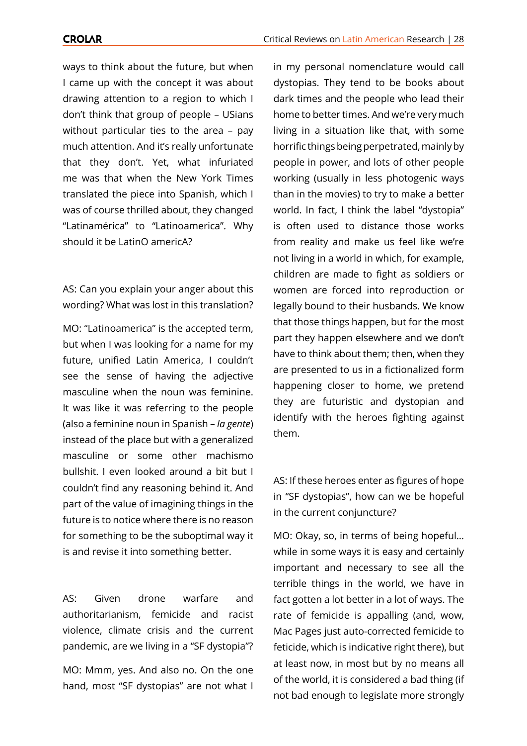ways to think about the future, but when I came up with the concept it was about drawing attention to a region to which I don't think that group of people – USians without particular ties to the area – pay much attention. And it's really unfortunate that they don't. Yet, what infuriated me was that when the New York Times translated the piece into Spanish, which I was of course thrilled about, they changed "Latinamérica" to "Latinoamerica". Why should it be LatinO americA?

AS: Can you explain your anger about this wording? What was lost in this translation?

MO: "Latinoamerica" is the accepted term, but when I was looking for a name for my future, unified Latin America, I couldn't see the sense of having the adjective masculine when the noun was feminine. It was like it was referring to the people (also a feminine noun in Spanish – *la gente*) instead of the place but with a generalized masculine or some other machismo bullshit. I even looked around a bit but I couldn't find any reasoning behind it. And part of the value of imagining things in the future is to notice where there is no reason for something to be the suboptimal way it is and revise it into something better.

AS: Given drone warfare and authoritarianism, femicide and racist violence, climate crisis and the current pandemic, are we living in a "SF dystopia"?

MO: Mmm, yes. And also no. On the one hand, most "SF dystopias" are not what I in my personal nomenclature would call dystopias. They tend to be books about dark times and the people who lead their home to better times. And we're very much living in a situation like that, with some horrific things being perpetrated, mainly by people in power, and lots of other people working (usually in less photogenic ways than in the movies) to try to make a better world. In fact, I think the label "dystopia" is often used to distance those works from reality and make us feel like we're not living in a world in which, for example, children are made to fight as soldiers or women are forced into reproduction or legally bound to their husbands. We know that those things happen, but for the most part they happen elsewhere and we don't have to think about them; then, when they are presented to us in a fictionalized form happening closer to home, we pretend they are futuristic and dystopian and identify with the heroes fighting against them.

AS: If these heroes enter as figures of hope in "SF dystopias", how can we be hopeful in the current conjuncture?

MO: Okay, so, in terms of being hopeful... while in some ways it is easy and certainly important and necessary to see all the terrible things in the world, we have in fact gotten a lot better in a lot of ways. The rate of femicide is appalling (and, wow, Mac Pages just auto-corrected femicide to feticide, which is indicative right there), but at least now, in most but by no means all of the world, it is considered a bad thing (if not bad enough to legislate more strongly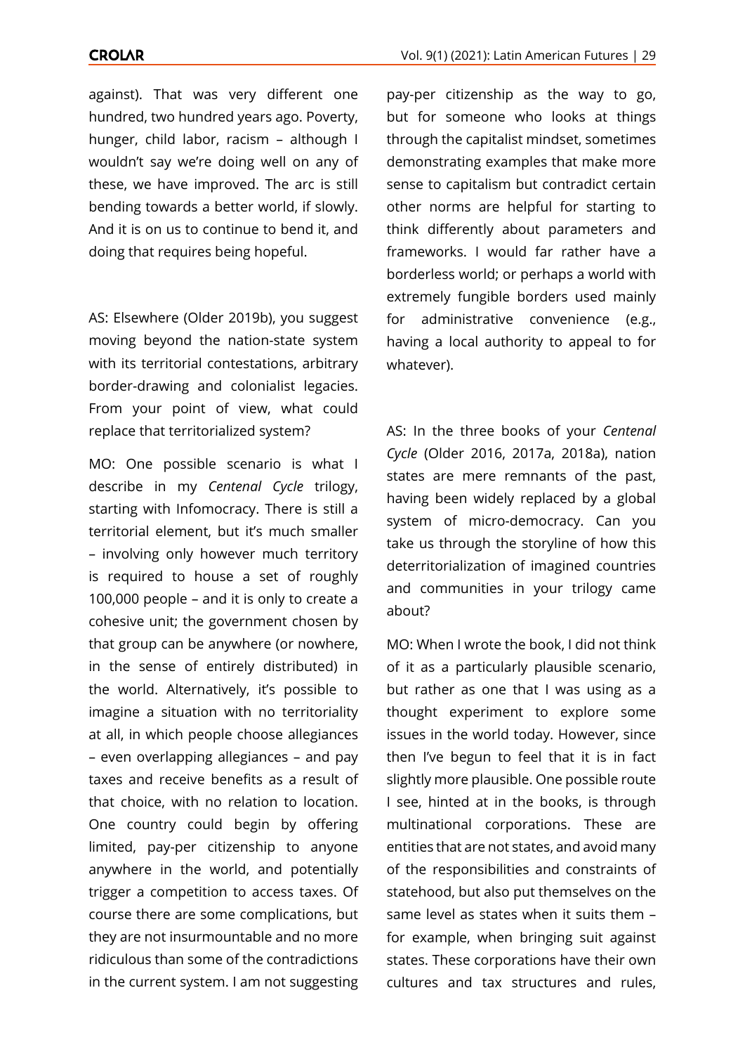against). That was very different one hundred, two hundred years ago. Poverty, hunger, child labor, racism – although I wouldn't say we're doing well on any of these, we have improved. The arc is still bending towards a better world, if slowly. And it is on us to continue to bend it, and doing that requires being hopeful.

AS: Elsewhere (Older 2019b), you suggest moving beyond the nation-state system with its territorial contestations, arbitrary border-drawing and colonialist legacies. From your point of view, what could replace that territorialized system?

MO: One possible scenario is what I describe in my *Centenal Cycle* trilogy, starting with Infomocracy. There is still a territorial element, but it's much smaller – involving only however much territory is required to house a set of roughly 100,000 people – and it is only to create a cohesive unit; the government chosen by that group can be anywhere (or nowhere, in the sense of entirely distributed) in the world. Alternatively, it's possible to imagine a situation with no territoriality at all, in which people choose allegiances – even overlapping allegiances – and pay taxes and receive benefits as a result of that choice, with no relation to location. One country could begin by offering limited, pay-per citizenship to anyone anywhere in the world, and potentially trigger a competition to access taxes. Of course there are some complications, but they are not insurmountable and no more ridiculous than some of the contradictions in the current system. I am not suggesting pay-per citizenship as the way to go, but for someone who looks at things through the capitalist mindset, sometimes demonstrating examples that make more sense to capitalism but contradict certain other norms are helpful for starting to think differently about parameters and frameworks. I would far rather have a borderless world; or perhaps a world with extremely fungible borders used mainly for administrative convenience (e.g., having a local authority to appeal to for whatever).

AS: In the three books of your *Centenal Cycle* (Older 2016, 2017a, 2018a), nation states are mere remnants of the past, having been widely replaced by a global system of micro-democracy. Can you take us through the storyline of how this deterritorialization of imagined countries and communities in your trilogy came about?

MO: When I wrote the book, I did not think of it as a particularly plausible scenario, but rather as one that I was using as a thought experiment to explore some issues in the world today. However, since then I've begun to feel that it is in fact slightly more plausible. One possible route I see, hinted at in the books, is through multinational corporations. These are entities that are not states, and avoid many of the responsibilities and constraints of statehood, but also put themselves on the same level as states when it suits them – for example, when bringing suit against states. These corporations have their own cultures and tax structures and rules,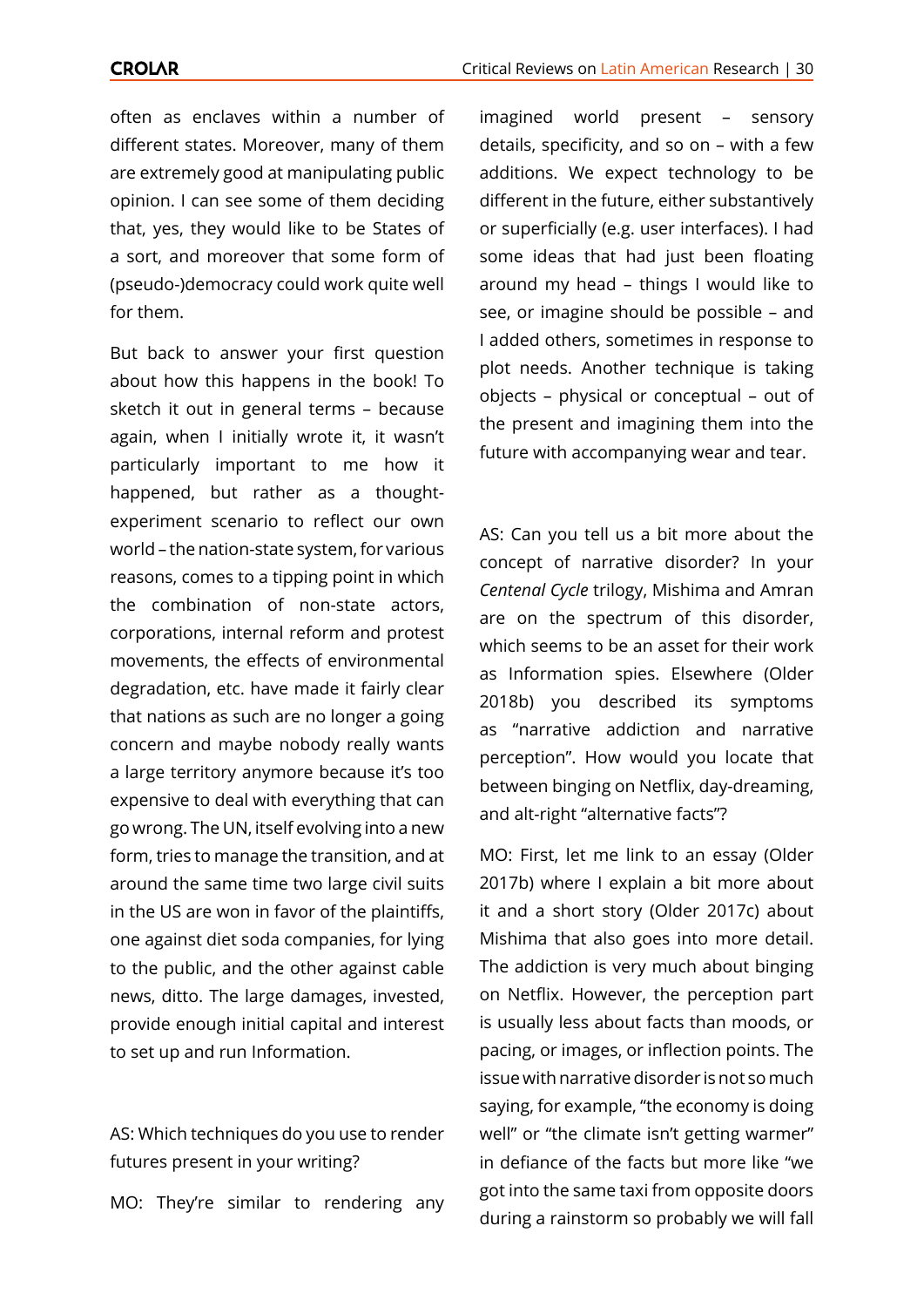often as enclaves within a number of different states. Moreover, many of them are extremely good at manipulating public opinion. I can see some of them deciding that, yes, they would like to be States of a sort, and moreover that some form of (pseudo-)democracy could work quite well for them.

But back to answer your first question about how this happens in the book! To sketch it out in general terms – because again, when I initially wrote it, it wasn't particularly important to me how it happened, but rather as a thought-experiment scenario to reflect our own world – the nation-state system, for various reasons, comes to a tipping point in which the combination of non-state actors, corporations, internal reform and protest movements, the effects of environmental degradation, etc. have made it fairly clear that nations as such are no longer a going concern and maybe nobody really wants a large territory anymore because it's too expensive to deal with everything that can go wrong. The UN, itself evolving into a new form, tries to manage the transition, and at around the same time two large civil suits in the US are won in favor of the plaintiffs, one against diet soda companies, for lying to the public, and the other against cable news, ditto. The large damages, invested, provide enough initial capital and interest to set up and run Information.

AS: Which techniques do you use to render futures present in your writing?

MO: They're similar to rendering any imagined world present – sensory details, specificity, and so on – with a few additions. We expect technology to be different in the future, either substantively or superficially (e.g. user interfaces). I had some ideas that had just been floating around my head – things I would like to see, or imagine should be possible – and I added others, sometimes in response to plot needs. Another technique is taking objects – physical or conceptual – out of the present and imagining them into the future with accompanying wear and tear.

AS: Can you tell us a bit more about the concept of narrative disorder? In your *Centenal Cycle* trilogy, Mishima and Amran are on the spectrum of this disorder, which seems to be an asset for their work as Information spies. Elsewhere (Older 2018b) you described its symptoms as "narrative addiction and narrative perception". How would you locate that between binging on Netflix, day-dreaming, and alt-right "alternative facts"?

MO: First, let me link to an essay (Older 2017b) where I explain a bit more about it and a short story (Older 2017c) about Mishima that also goes into more detail. The addiction is very much about binging on Netflix. However, the perception part is usually less about facts than moods, or pacing, or images, or inflection points. The issue with narrative disorder is not so much saying, for example, "the economy is doing well" or "the climate isn't getting warmer" in defiance of the facts but more like "we got into the same taxi from opposite doors during a rainstorm so probably we will fall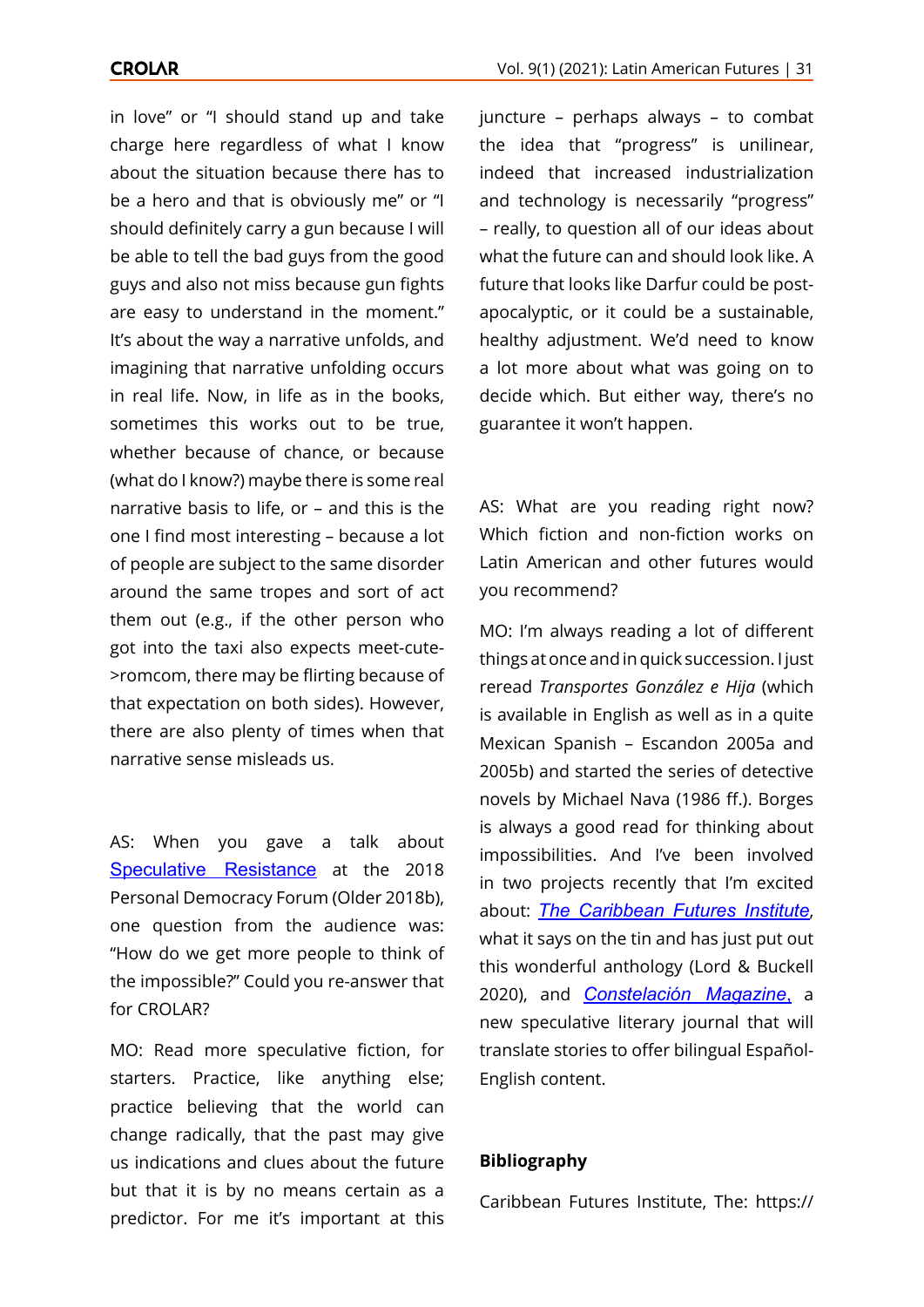in love" or "I should stand up and take charge here regardless of what I know about the situation because there has to be a hero and that is obviously me" or "I should definitely carry a gun because I will be able to tell the bad guys from the good guys and also not miss because gun fights are easy to understand in the moment." It's about the way a narrative unfolds, and imagining that narrative unfolding occurs in real life. Now, in life as in the books, sometimes this works out to be true, whether because of chance, or because (what do I know?) maybe there is some real narrative basis to life, or – and this is the one I find most interesting – because a lot of people are subject to the same disorder around the same tropes and sort of act them out (e.g., if the other person who got into the taxi also expects meet-cute->romcom, there may be flirting because of that expectation on both sides). However, there are also plenty of times when that narrative sense misleads us.

AS: When you gave a talk about Speculative Resistance at the 2018 Personal Democracy Forum (Older 2018b), one question from the audience was: "How do we get more people to think of the impossible?" Could you re-answer that for CROLAR?

MO: Read more speculative fiction, for starters. Practice, like anything else; practice believing that the world can change radically, that the past may give us indications and clues about the future but that it is by no means certain as a predictor. For me it's important at this juncture – perhaps always – to combat the idea that "progress" is unilinear, indeed that increased industrialization and technology is necessarily "progress" – really, to question all of our ideas about what the future can and should look like. A future that looks like Darfur could be post-apocalyptic, or it could be a sustainable, healthy adjustment. We'd need to know a lot more about what was going on to decide which. But either way, there's no guarantee it won't happen.

AS: What are you reading right now? Which fiction and non-fiction works on Latin American and other futures would you recommend?

MO: I'm always reading a lot of different things at once and in quick succession. I just reread *Transportes González e Hija* (which is available in English as well as in a quite Mexican Spanish – Escandon 2005a and 2005b) and started the series of detective novels by Michael Nava (1986 ff.). Borges is always a good read for thinking about impossibilities. And I've been involved in two projects recently that I'm excited about: *The Caribbean Futures Institute*, what it says on the tin and has just put out this wonderful anthology (Lord & Buckell 2020), and *Constelación Magazine*, a new speculative literary journal that will translate stories to offer bilingual Español-English content.

**Bibliography**

Caribbean Futures Institute, The: https://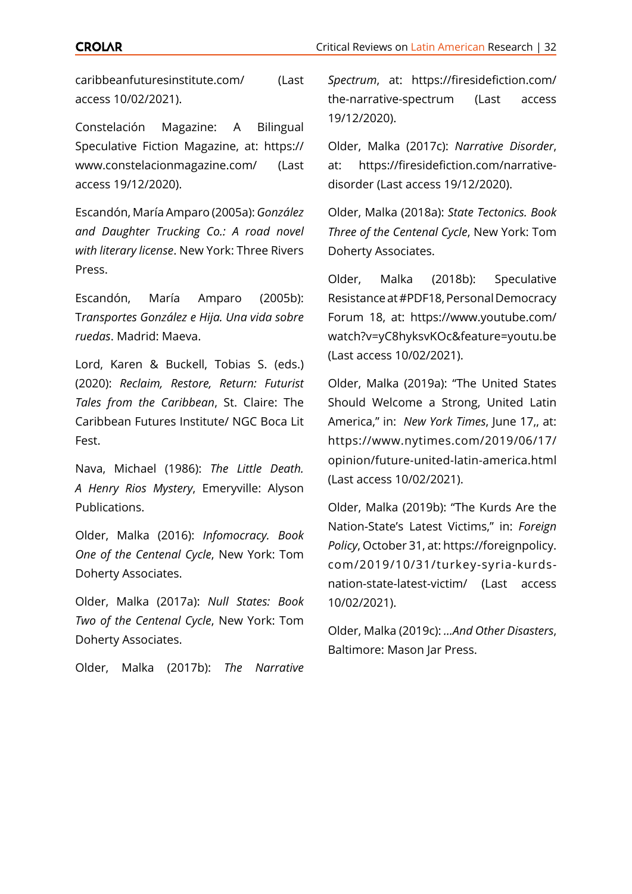caribbeanfuturesinstitute.com/ (Last access 10/02/2021).

Constelación Magazine: A Bilingual Speculative Fiction Magazine, at: https://www.constelacionmagazine.com/ (Last access 19/12/2020).

Escandón, María Amparo (2005a): *González and Daughter Trucking Co.: A road novel with literary license*. New York: Three Rivers Press.

Escandón, María Amparo (2005b): T*ransportes González e Hija. Una vida sobre ruedas*. Madrid: Maeva.

Lord, Karen & Buckell, Tobias S. (eds.) (2020): *Reclaim, Restore, Return: Futurist Tales from the Caribbean*, St. Claire: The Caribbean Futures Institute/ NGC Boca Lit Fest.

Nava, Michael (1986): *The Little Death. A Henry Rios Mystery*, Emeryville: Alyson Publications.

Older, Malka (2016): *Infomocracy. Book One of the Centenal Cycle*, New York: Tom Doherty Associates.

Older, Malka (2017a): *Null States: Book Two of the Centenal Cycle*, New York: Tom Doherty Associates.

Older, Malka (2017b): *The Narrative Spectrum*, at: https://firesidefiction.com/the-narrative-spectrum (Last access 19/12/2020).

Older, Malka (2017c): *Narrative Disorder*, at: https://firesidefiction.com/narrative-disorder (Last access 19/12/2020).

Older, Malka (2018a): *State Tectonics. Book Three of the Centenal Cycle*, New York: Tom Doherty Associates.

Older, Malka (2018b): Speculative Resistance at #PDF18, Personal Democracy Forum 18, at: https://www.youtube.com/watch?v=yC8hyksvKOc&feature=youtu.be (Last access 10/02/2021).

Older, Malka (2019a): "The United States Should Welcome a Strong, United Latin America," in: *New York Times*, June 17,, at: https://www.nytimes.com/2019/06/17/opinion/future-united-latin-america.html (Last access 10/02/2021).

Older, Malka (2019b): "The Kurds Are the Nation-State's Latest Victims," in: *Foreign Policy*, October 31, at: https://foreignpolicy.com/2019/10/31/turkey-syria-kurds-nation-state-latest-victim/ (Last access 10/02/2021).

Older, Malka (2019c): *...And Other Disasters*, Baltimore: Mason Jar Press.